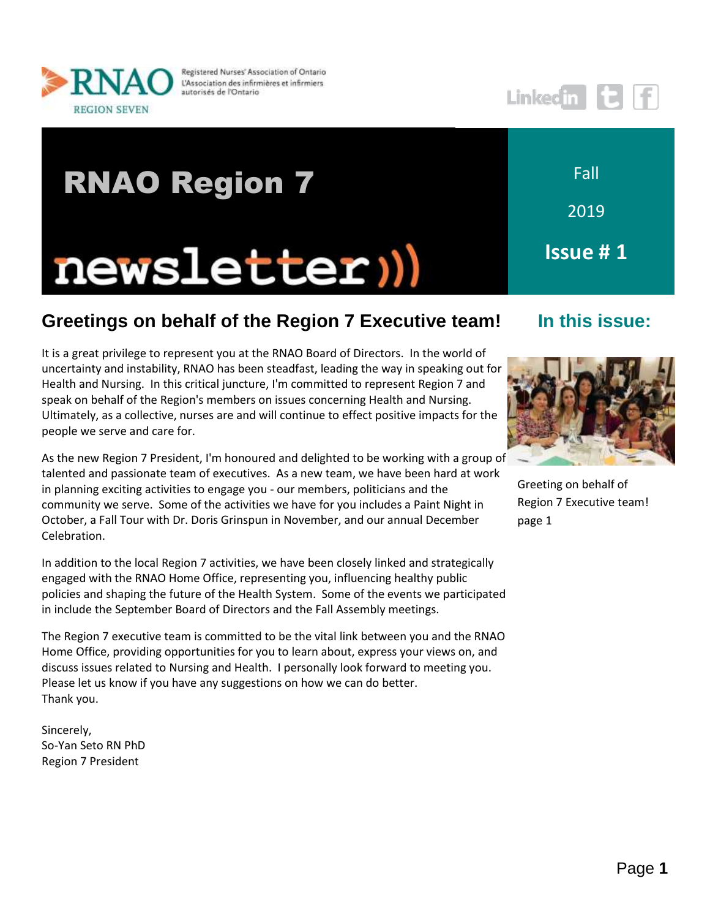RNAO — Registered Nurses' Association of Ontario / L'Association des infirmières et infirmiers autorisés de l'Ontario

REGION SEVEN

# RNAO Region 7 newsletter

Fall 2019

**Issue # 1**

## In this issue:

Greeting on behalf of Region 7 Executive team! page 1

## Greetings on behalf of the Region 7 Executive team!

It is a great privilege to represent you at the RNAO Board of Directors. In the world of uncertainty and instability, RNAO has been steadfast, leading the way in speaking out for Health and Nursing. In this critical juncture, I'm committed to represent Region 7 and speak on behalf of the Region's members on issues concerning Health and Nursing. Ultimately, as a collective, nurses are and will continue to effect positive impacts for the people we serve and care for.

As the new Region 7 President, I'm honoured and delighted to be working with a group of talented and passionate team of executives. As a new team, we have been hard at work in planning exciting activities to engage you - our members, politicians and the community we serve. Some of the activities we have for you includes a Paint Night in October, a Fall Tour with Dr. Doris Grinspun in November, and our annual December Celebration.

In addition to the local Region 7 activities, we have been closely linked and strategically engaged with the RNAO Home Office, representing you, influencing healthy public policies and shaping the future of the Health System. Some of the events we participated in include the September Board of Directors and the Fall Assembly meetings.

The Region 7 executive team is committed to be the vital link between you and the RNAO Home Office, providing opportunities for you to learn about, express your views on, and discuss issues related to Nursing and Health. I personally look forward to meeting you. Please let us know if you have any suggestions on how we can do better.
Thank you.

Sincerely,
So-Yan Seto RN PhD
Region 7 President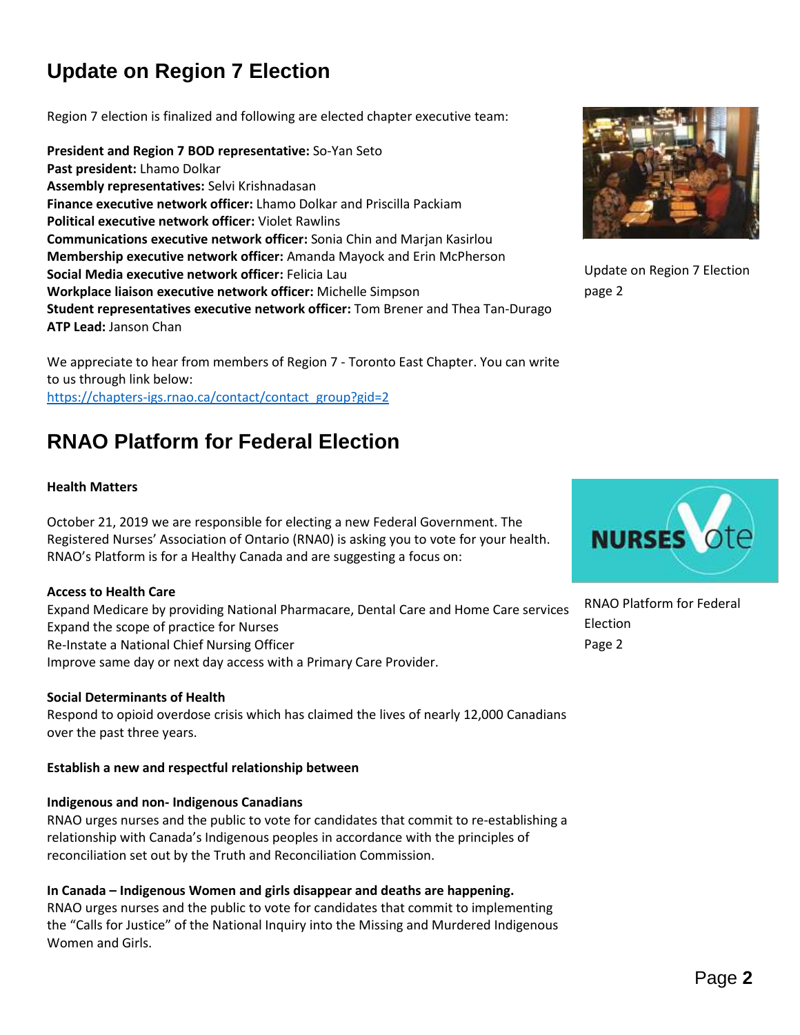## Update on Region 7 Election

Region 7 election is finalized and following are elected chapter executive team:

**President and Region 7 BOD representative:** So-Yan Seto
**Past president:** Lhamo Dolkar
**Assembly representatives:** Selvi Krishnadasan
**Finance executive network officer:** Lhamo Dolkar and Priscilla Packiam
**Political executive network officer:** Violet Rawlins
**Communications executive network officer:** Sonia Chin and Marjan Kasirlou
**Membership executive network officer:** Amanda Mayock and Erin McPherson
**Social Media executive network officer:** Felicia Lau
**Workplace liaison executive network officer:** Michelle Simpson
**Student representatives executive network officer:** Tom Brener and Thea Tan-Durago
**ATP Lead:** Janson Chan

We appreciate to hear from members of Region 7 - Toronto East Chapter. You can write to us through link below:
https://chapters-igs.rnao.ca/contact/contact_group?gid=2

Update on Region 7 Election page 2

## RNAO Platform for Federal Election

**Health Matters**

October 21, 2019 we are responsible for electing a new Federal Government. The Registered Nurses' Association of Ontario (RNA0) is asking you to vote for your health. RNAO's Platform is for a Healthy Canada and are suggesting a focus on:

**Access to Health Care**
Expand Medicare by providing National Pharmacare, Dental Care and Home Care services
Expand the scope of practice for Nurses
Re-Instate a National Chief Nursing Officer
Improve same day or next day access with a Primary Care Provider.

**Social Determinants of Health**
Respond to opioid overdose crisis which has claimed the lives of nearly 12,000 Canadians over the past three years.

**Establish a new and respectful relationship between**

**Indigenous and non- Indigenous Canadians**
RNAO urges nurses and the public to vote for candidates that commit to re-establishing a relationship with Canada's Indigenous peoples in accordance with the principles of reconciliation set out by the Truth and Reconciliation Commission.

**In Canada – Indigenous Women and girls disappear and deaths are happening.**
RNAO urges nurses and the public to vote for candidates that commit to implementing the "Calls for Justice" of the National Inquiry into the Missing and Murdered Indigenous Women and Girls.

RNAO Platform for Federal Election Page 2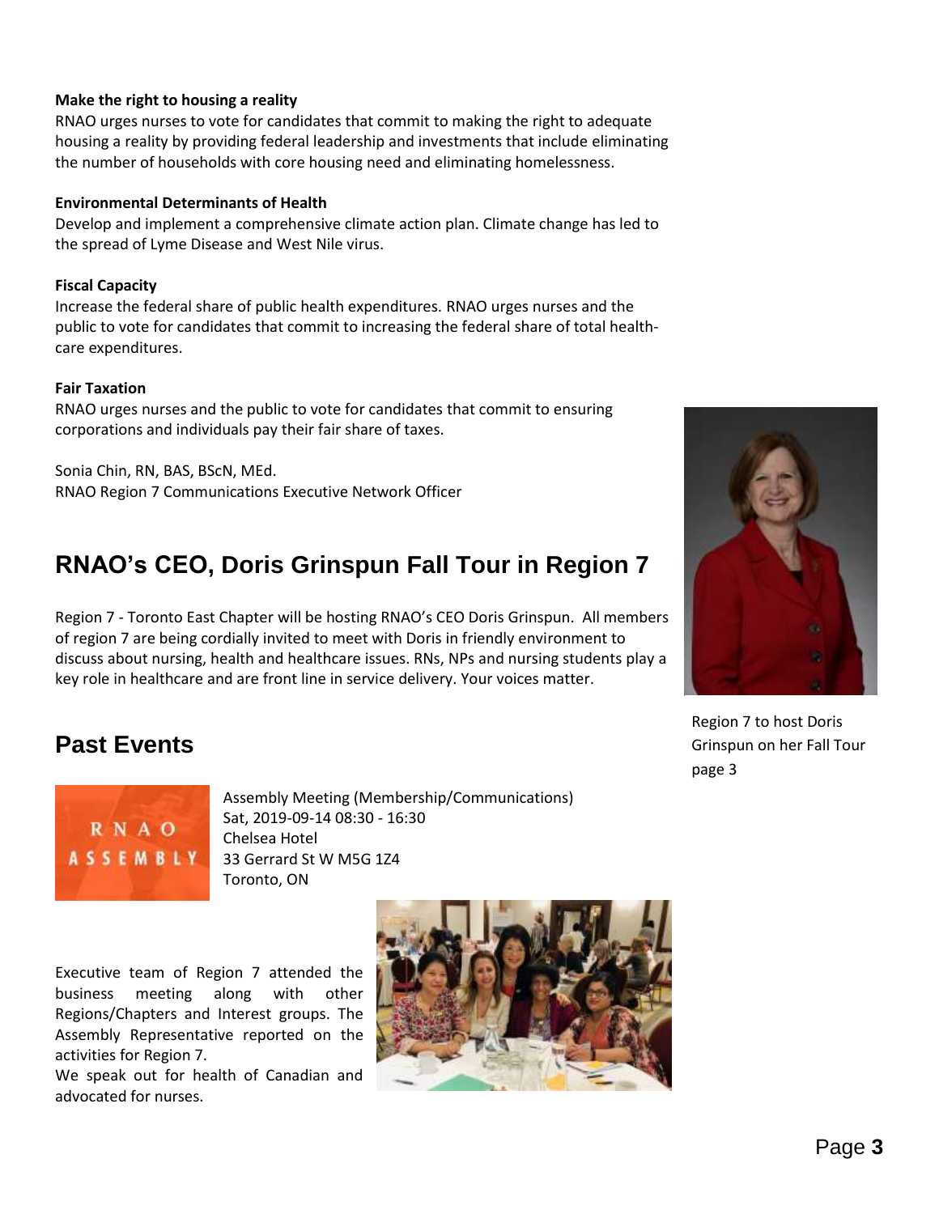**Make the right to housing a reality**

RNAO urges nurses to vote for candidates that commit to making the right to adequate housing a reality by providing federal leadership and investments that include eliminating the number of households with core housing need and eliminating homelessness.

**Environmental Determinants of Health**

Develop and implement a comprehensive climate action plan. Climate change has led to the spread of Lyme Disease and West Nile virus.

**Fiscal Capacity**

Increase the federal share of public health expenditures. RNAO urges nurses and the public to vote for candidates that commit to increasing the federal share of total health-care expenditures.

**Fair Taxation**

RNAO urges nurses and the public to vote for candidates that commit to ensuring corporations and individuals pay their fair share of taxes.

Sonia Chin, RN, BAS, BScN, MEd.
RNAO Region 7 Communications Executive Network Officer

## RNAO's CEO, Doris Grinspun Fall Tour in Region 7

Region 7 - Toronto East Chapter will be hosting RNAO's CEO Doris Grinspun. All members of region 7 are being cordially invited to meet with Doris in friendly environment to discuss about nursing, health and healthcare issues. RNs, NPs and nursing students play a key role in healthcare and are front line in service delivery. Your voices matter.

Region 7 to host Doris Grinspun on her Fall Tour page 3

## Past Events

RNAO ASSEMBLY

Assembly Meeting (Membership/Communications)
Sat, 2019-09-14 08:30 - 16:30
Chelsea Hotel
33 Gerrard St W M5G 1Z4
Toronto, ON

Executive team of Region 7 attended the business meeting along with other Regions/Chapters and Interest groups. The Assembly Representative reported on the activities for Region 7.
We speak out for health of Canadian and advocated for nurses.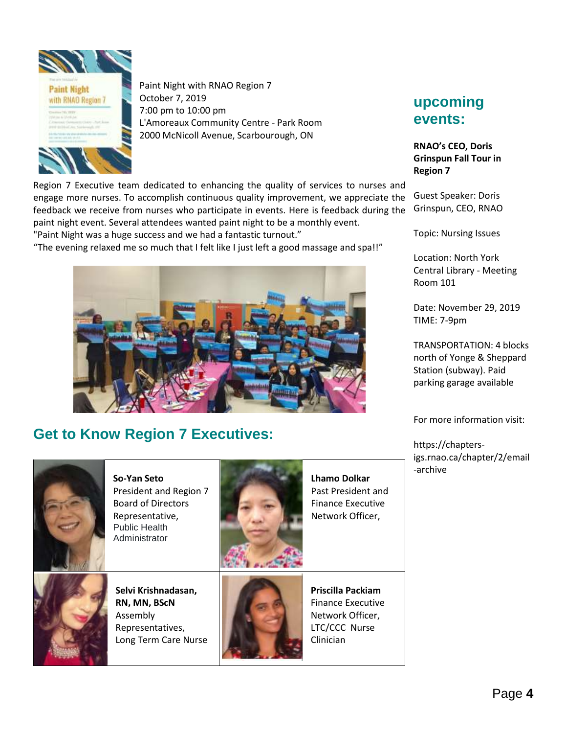Paint Night with RNAO Region 7
October 7, 2019
7:00 pm to 10:00 pm
L'Amoreaux Community Centre - Park Room
2000 McNicoll Avenue, Scarbourough, ON

Region 7 Executive team dedicated to enhancing the quality of services to nurses and engage more nurses. To accomplish continuous quality improvement, we appreciate the feedback we receive from nurses who participate in events. Here is feedback during the paint night event. Several attendees wanted paint night to be a monthly event.
"Paint Night was a huge success and we had a fantastic turnout."
"The evening relaxed me so much that I felt like I just left a good massage and spa!!"

## Get to Know Region 7 Executives:

**So-Yan Seto**
President and Region 7 Board of Directors Representative, Public Health Administrator

**Lhamo Dolkar**
Past President and Finance Executive Network Officer,

**Selvi Krishnadasan, RN, MN, BScN**
Assembly Representatives, Long Term Care Nurse

**Priscilla Packiam**
Finance Executive Network Officer, LTC/CCC Nurse Clinician

## upcoming events:

**RNAO's CEO, Doris Grinspun Fall Tour in Region 7**

Guest Speaker: Doris Grinspun, CEO, RNAO

Topic: Nursing Issues

Location: North York Central Library - Meeting Room 101

Date: November 29, 2019
TIME: 7-9pm

TRANSPORTATION: 4 blocks north of Yonge & Sheppard Station (subway). Paid parking garage available

For more information visit:

https://chapters-igs.rnao.ca/chapter/2/email-archive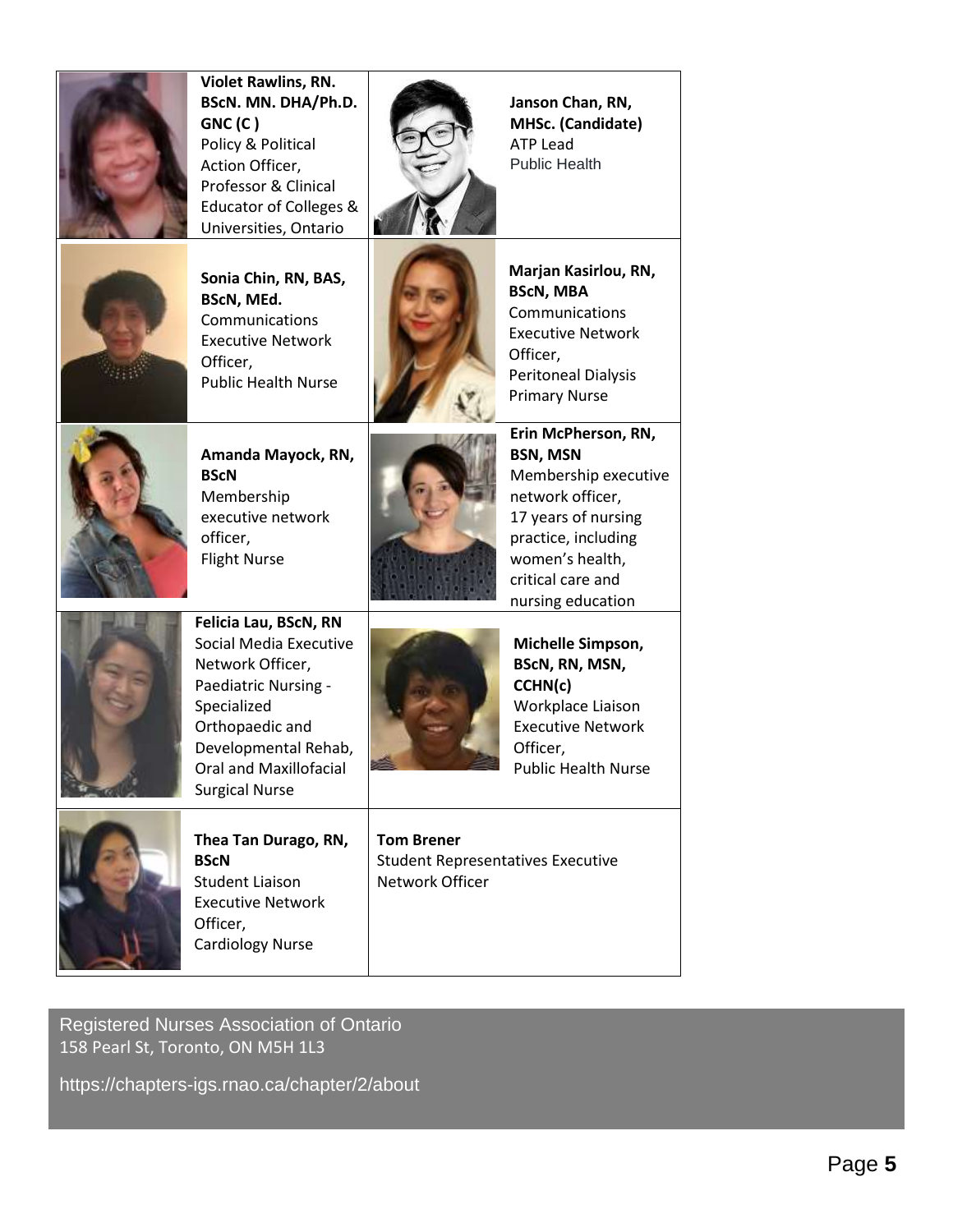| | | | |
|---|---|---|---|
| | **Violet Rawlins, RN. BScN. MN. DHA/Ph.D. GNC (C )**<br>Policy & Political Action Officer,<br>Professor & Clinical Educator of Colleges & Universities, Ontario | | **Janson Chan, RN, MHSc. (Candidate)**<br>ATP Lead<br>Public Health |
| | **Sonia Chin, RN, BAS, BScN, MEd.**<br>Communications Executive Network Officer,<br>Public Health Nurse | | **Marjan Kasirlou, RN, BScN, MBA**<br>Communications Executive Network Officer,<br>Peritoneal Dialysis Primary Nurse |
| | **Amanda Mayock, RN, BScN**<br>Membership executive network officer,<br>Flight Nurse | | **Erin McPherson, RN, BSN, MSN**<br>Membership executive network officer,<br>17 years of nursing practice, including women's health, critical care and nursing education |
| | **Felicia Lau, BScN, RN**<br>Social Media Executive Network Officer,<br>Paediatric Nursing - Specialized Orthopaedic and Developmental Rehab, Oral and Maxillofacial Surgical Nurse | | **Michelle Simpson, BScN, RN, MSN, CCHN(c)**<br>Workplace Liaison Executive Network Officer,<br>Public Health Nurse |
| | **Thea Tan Durago, RN, BScN**<br>Student Liaison Executive Network Officer,<br>Cardiology Nurse | **Tom Brener**<br>Student Representatives Executive Network Officer | |

Registered Nurses Association of Ontario
158 Pearl St, Toronto, ON M5H 1L3

https://chapters-igs.rnao.ca/chapter/2/about